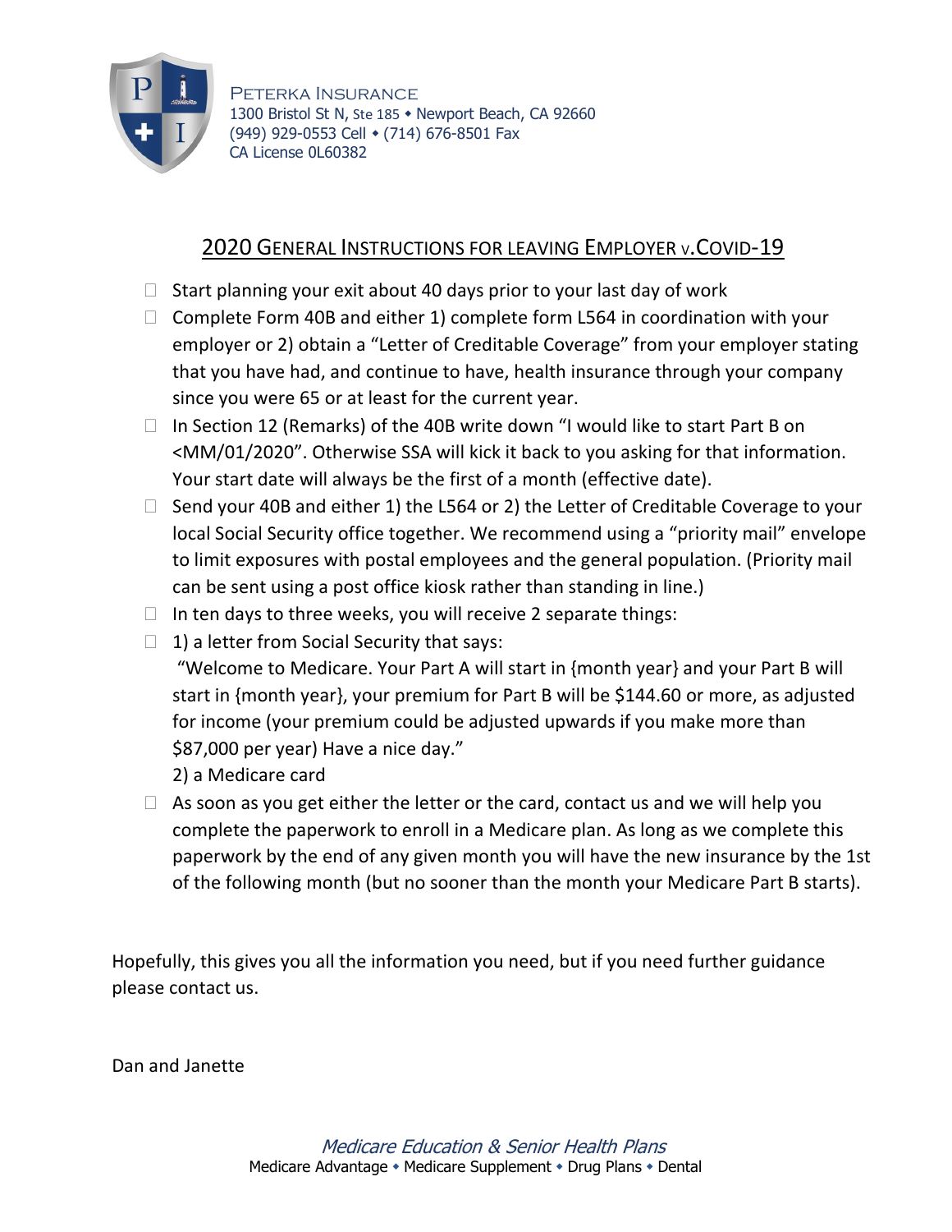PETERKA INSURANCE
1300 Bristol St N, Ste 185 • Newport Beach, CA 92660
(949) 929-0553 Cell • (714) 676-8501 Fax
CA License 0L60382

## 2020 GENERAL INSTRUCTIONS FOR LEAVING EMPLOYER v.COVID-19

- [ ] Start planning your exit about 40 days prior to your last day of work
- [ ] Complete Form 40B and either 1) complete form L564 in coordination with your employer or 2) obtain a "Letter of Creditable Coverage" from your employer stating that you have had, and continue to have, health insurance through your company since you were 65 or at least for the current year.
- [ ] In Section 12 (Remarks) of the 40B write down "I would like to start Part B on <MM/01/2020". Otherwise SSA will kick it back to you asking for that information. Your start date will always be the first of a month (effective date).
- [ ] Send your 40B and either 1) the L564 or 2) the Letter of Creditable Coverage to your local Social Security office together. We recommend using a "priority mail" envelope to limit exposures with postal employees and the general population. (Priority mail can be sent using a post office kiosk rather than standing in line.)
- [ ] In ten days to three weeks, you will receive 2 separate things:
- [ ] 1) a letter from Social Security that says:
  "Welcome to Medicare. Your Part A will start in {month year} and your Part B will start in {month year}, your premium for Part B will be $144.60 or more, as adjusted for income (your premium could be adjusted upwards if you make more than $87,000 per year) Have a nice day."
  2) a Medicare card
- [ ] As soon as you get either the letter or the card, contact us and we will help you complete the paperwork to enroll in a Medicare plan. As long as we complete this paperwork by the end of any given month you will have the new insurance by the 1st of the following month (but no sooner than the month your Medicare Part B starts).

Hopefully, this gives you all the information you need, but if you need further guidance please contact us.

Dan and Janette

*Medicare Education & Senior Health Plans*
Medicare Advantage • Medicare Supplement • Drug Plans • Dental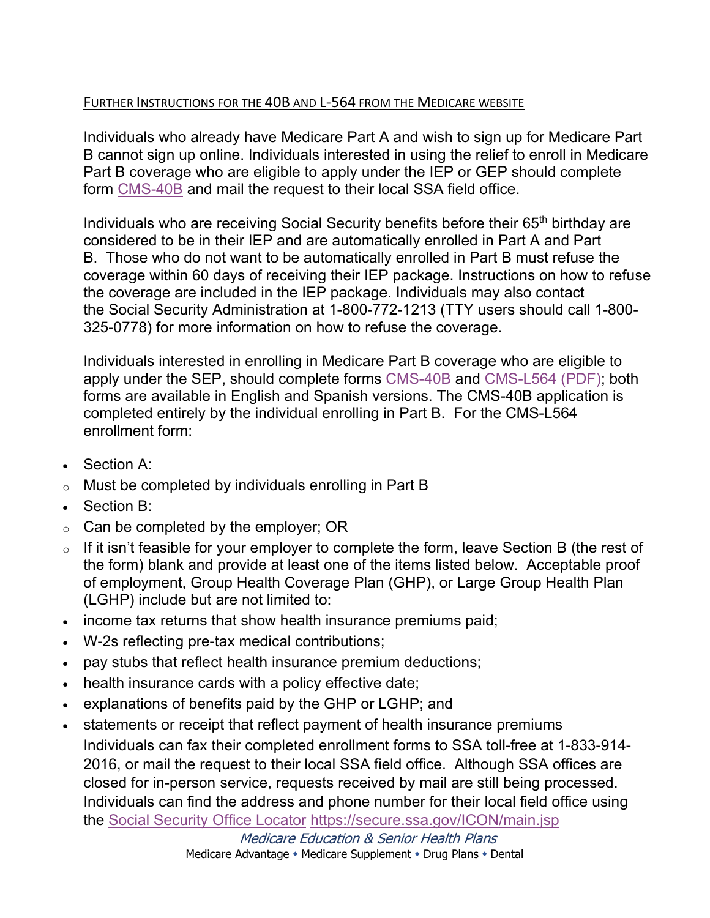## Further Instructions for the 40B and L-564 from the Medicare website

Individuals who already have Medicare Part A and wish to sign up for Medicare Part B cannot sign up online. Individuals interested in using the relief to enroll in Medicare Part B coverage who are eligible to apply under the IEP or GEP should complete form CMS-40B and mail the request to their local SSA field office.

Individuals who are receiving Social Security benefits before their 65th birthday are considered to be in their IEP and are automatically enrolled in Part A and Part B. Those who do not want to be automatically enrolled in Part B must refuse the coverage within 60 days of receiving their IEP package. Instructions on how to refuse the coverage are included in the IEP package. Individuals may also contact the Social Security Administration at 1-800-772-1213 (TTY users should call 1-800-325-0778) for more information on how to refuse the coverage.

Individuals interested in enrolling in Medicare Part B coverage who are eligible to apply under the SEP, should complete forms CMS-40B and CMS-L564 (PDF); both forms are available in English and Spanish versions. The CMS-40B application is completed entirely by the individual enrolling in Part B. For the CMS-L564 enrollment form:

- Section A:
  - Must be completed by individuals enrolling in Part B
- Section B:
  - Can be completed by the employer; OR
  - If it isn't feasible for your employer to complete the form, leave Section B (the rest of the form) blank and provide at least one of the items listed below. Acceptable proof of employment, Group Health Coverage Plan (GHP), or Large Group Health Plan (LGHP) include but are not limited to:
- income tax returns that show health insurance premiums paid;
- W-2s reflecting pre-tax medical contributions;
- pay stubs that reflect health insurance premium deductions;
- health insurance cards with a policy effective date;
- explanations of benefits paid by the GHP or LGHP; and
- statements or receipt that reflect payment of health insurance premiums

Individuals can fax their completed enrollment forms to SSA toll-free at 1-833-914-2016, or mail the request to their local SSA field office. Although SSA offices are closed for in-person service, requests received by mail are still being processed. Individuals can find the address and phone number for their local field office using the Social Security Office Locator https://secure.ssa.gov/ICON/main.jsp